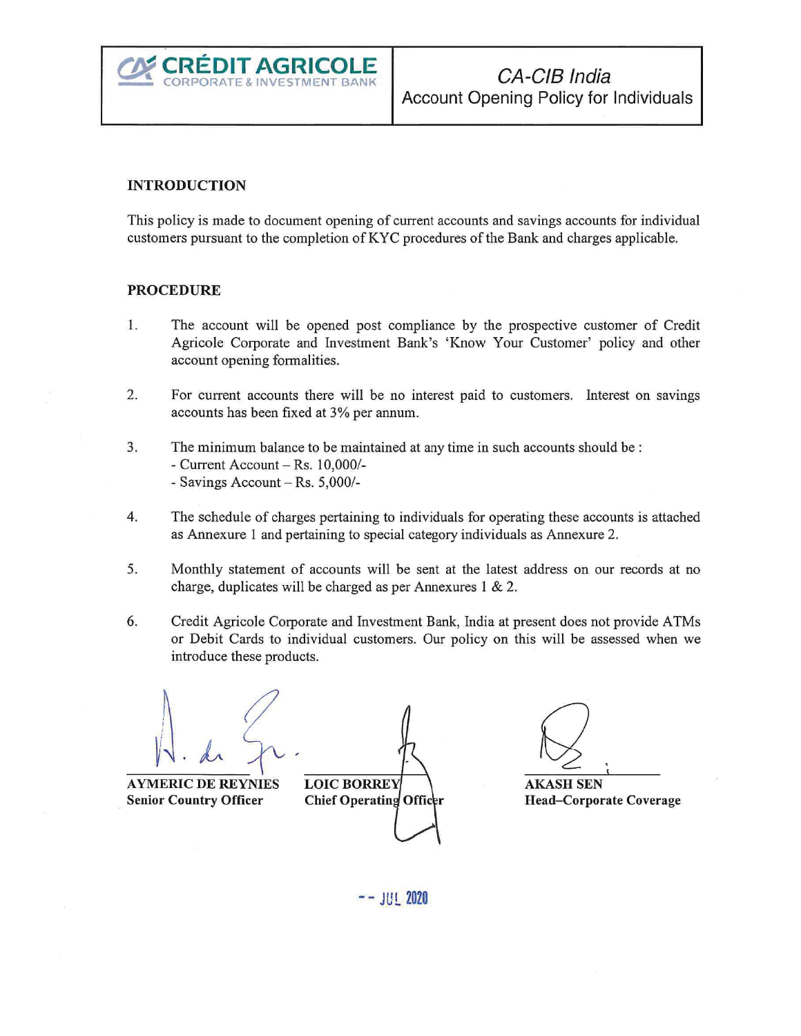CRÉDIT AGRICOLE
CORPORATE & INVESTMENT BANK

*CA-CIB India*
Account Opening Policy for Individuals

## INTRODUCTION

This policy is made to document opening of current accounts and savings accounts for individual customers pursuant to the completion of KYC procedures of the Bank and charges applicable.

## PROCEDURE

1. The account will be opened post compliance by the prospective customer of Credit Agricole Corporate and Investment Bank's 'Know Your Customer' policy and other account opening formalities.

2. For current accounts there will be no interest paid to customers. Interest on savings accounts has been fixed at 3% per annum.

3. The minimum balance to be maintained at any time in such accounts should be :
   - Current Account – Rs. 10,000/-
   - Savings Account – Rs. 5,000/-

4. The schedule of charges pertaining to individuals for operating these accounts is attached as Annexure 1 and pertaining to special category individuals as Annexure 2.

5. Monthly statement of accounts will be sent at the latest address on our records at no charge, duplicates will be charged as per Annexures 1 & 2.

6. Credit Agricole Corporate and Investment Bank, India at present does not provide ATMs or Debit Cards to individual customers. Our policy on this will be assessed when we introduce these products.

**AYMERIC DE REYNIES**
**Senior Country Officer**

**LOIC BORREY**
**Chief Operating Officer**

**AKASH SEN**
**Head–Corporate Coverage**

-- JUL 2020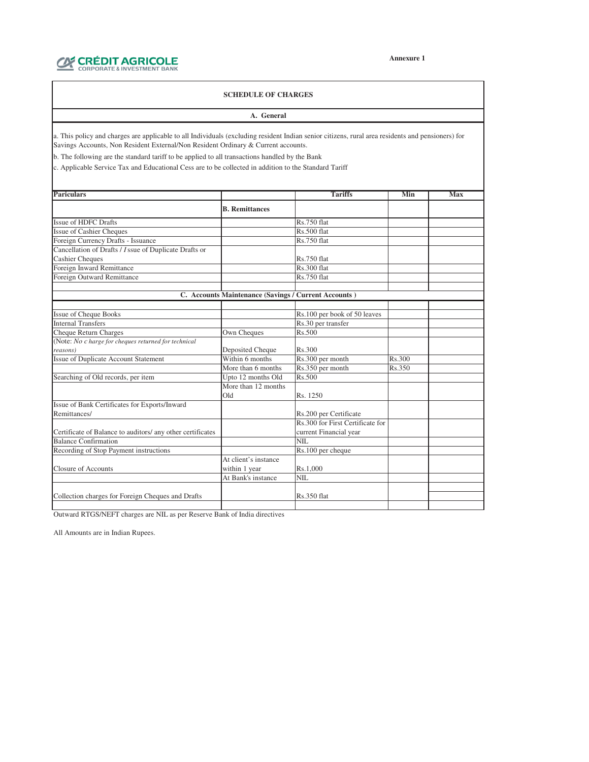Annexure 1

## SCHEDULE OF CHARGES

### A. General

a. This policy and charges are applicable to all Individuals (excluding resident Indian senior citizens, rural area residents and pensioners) for Savings Accounts, Non Resident External/Non Resident Ordinary & Current accounts.

b. The following are the standard tariff to be applied to all transactions handled by the Bank

c. Applicable Service Tax and Educational Cess are to be collected in addition to the Standard Tariff

| Pariculars | | Tariffs | Min | Max |
|---|---|---|---|---|
| | **B. Remittances** | | | |
| Issue of HDFC Drafts | | Rs.750 flat | | |
| Issue of Cashier Cheques | | Rs.500 flat | | |
| Foreign Currency Drafts - Issuance | | Rs.750 flat | | |
| Cancellation of Drafts / I ssue of Duplicate Drafts or Cashier Cheques | | Rs.750 flat | | |
| Foreign Inward Remittance | | Rs.300 flat | | |
| Foreign Outward Remittance | | Rs.750 flat | | |
| | | | | |
| **C. Accounts Maintenance (Savings / Current Accounts )** | | | | |
| | | | | |
| Issue of Cheque Books | | Rs.100 per book of 50 leaves | | |
| Internal Transfers | | Rs.30 per transfer | | |
| Cheque Return Charges | Own Cheques | Rs.500 | | |
| (Note: *No c harge for cheques returned for technical reasons*) | Deposited Cheque | Rs.300 | | |
| Issue of Duplicate Account Statement | Within 6 months | Rs.300 per month | Rs.300 | |
| | More than 6 months | Rs.350 per month | Rs.350 | |
| Searching of Old records, per item | Upto 12 months Old | Rs.500 | | |
| | More than 12 months Old | Rs. 1250 | | |
| Issue of Bank Certificates for Exports/Inward Remittances/ | | Rs.200 per Certificate | | |
| Certificate of Balance to auditors/ any other certificates | | Rs.300 for First Certificate for current Financial year | | |
| Balance Confirmation | | NIL | | |
| Recording of Stop Payment instructions | | Rs.100 per cheque | | |
| Closure of Accounts | At client's instance within 1 year | Rs.1,000 | | |
| | At Bank's instance | NIL | | |
| Collection charges for Foreign Cheques and Drafts | | Rs.350 flat | | |
| | | | | |

Outward RTGS/NEFT charges are NIL as per Reserve Bank of India directives

All Amounts are in Indian Rupees.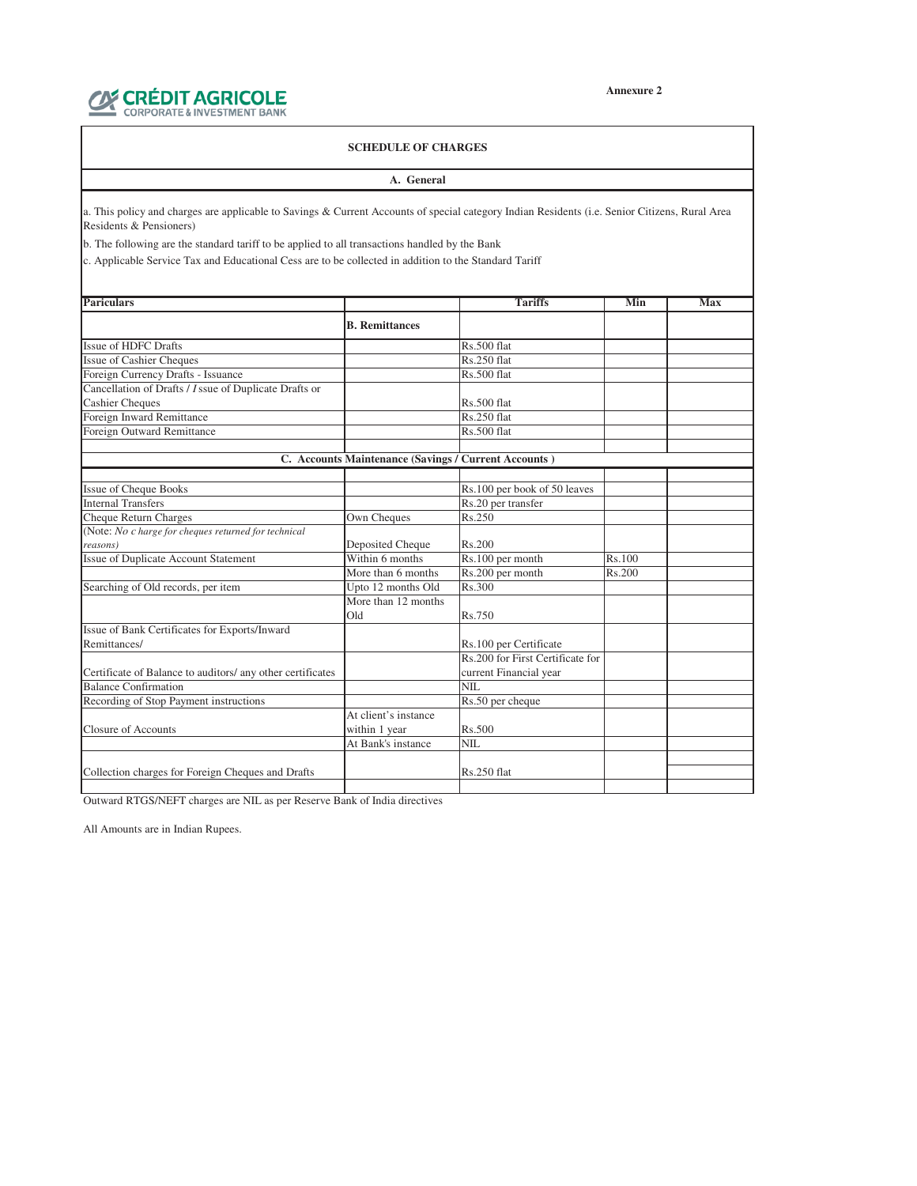Annexure 2

## SCHEDULE OF CHARGES

### A. General

a. This policy and charges are applicable to Savings & Current Accounts of special category Indian Residents (i.e. Senior Citizens, Rural Area Residents & Pensioners)

b. The following are the standard tariff to be applied to all transactions handled by the Bank

c. Applicable Service Tax and Educational Cess are to be collected in addition to the Standard Tariff

| Pariculars | | Tariffs | Min | Max |
|---|---|---|---|---|
| | **B. Remittances** | | | |
| Issue of HDFC Drafts | | Rs.500 flat | | |
| Issue of Cashier Cheques | | Rs.250 flat | | |
| Foreign Currency Drafts - Issuance | | Rs.500 flat | | |
| Cancellation of Drafts / *I* ssue of Duplicate Drafts or Cashier Cheques | | Rs.500 flat | | |
| Foreign Inward Remittance | | Rs.250 flat | | |
| Foreign Outward Remittance | | Rs.500 flat | | |
| | | | | |
| **C. Accounts Maintenance (Savings / Current Accounts )** | | | | |
| | | | | |
| Issue of Cheque Books | | Rs.100 per book of 50 leaves | | |
| Internal Transfers | | Rs.20 per transfer | | |
| Cheque Return Charges | Own Cheques | Rs.250 | | |
| (Note: *No c harge for cheques returned for technical reasons)* | Deposited Cheque | Rs.200 | | |
| Issue of Duplicate Account Statement | Within 6 months | Rs.100 per month | Rs.100 | |
| | More than 6 months | Rs.200 per month | Rs.200 | |
| Searching of Old records, per item | Upto 12 months Old | Rs.300 | | |
| | More than 12 months Old | Rs.750 | | |
| Issue of Bank Certificates for Exports/Inward Remittances/ | | Rs.100 per Certificate | | |
| Certificate of Balance to auditors/ any other certificates | | Rs.200 for First Certificate for current Financial year | | |
| Balance Confirmation | | NIL | | |
| Recording of Stop Payment instructions | | Rs.50 per cheque | | |
| Closure of Accounts | At client's instance within 1 year | Rs.500 | | |
| | At Bank's instance | NIL | | |
| Collection charges for Foreign Cheques and Drafts | | Rs.250 flat | | |
| | | | | |

Outward RTGS/NEFT charges are NIL as per Reserve Bank of India directives

All Amounts are in Indian Rupees.